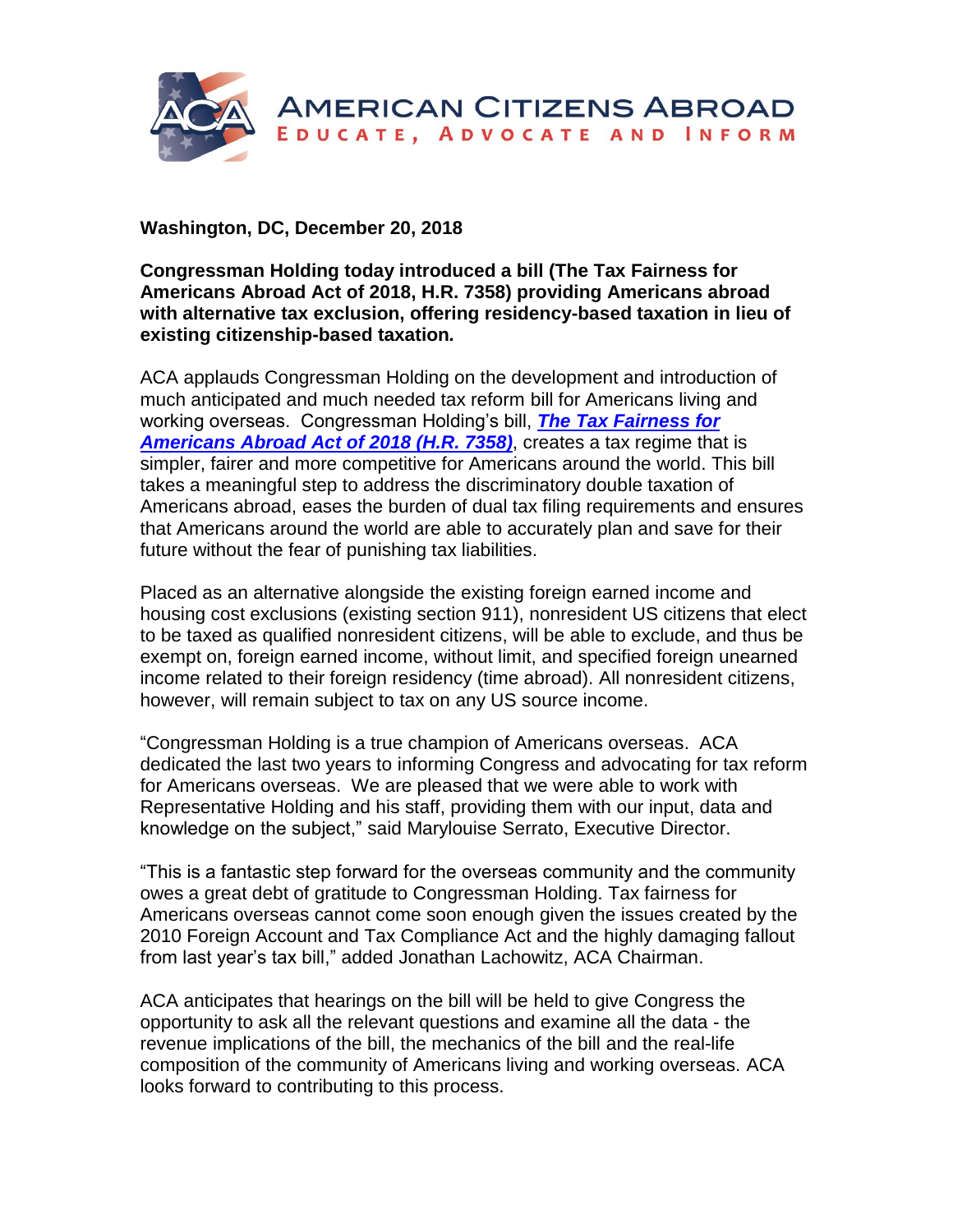AMERICAN CITIZENS ABROAD
EDUCATE, ADVOCATE AND INFORM

**Washington, DC, December 20, 2018**

**Congressman Holding today introduced a bill (The Tax Fairness for Americans Abroad Act of 2018, H.R. 7358) providing Americans abroad with alternative tax exclusion, offering residency-based taxation in lieu of existing citizenship-based taxation.**

ACA applauds Congressman Holding on the development and introduction of much anticipated and much needed tax reform bill for Americans living and working overseas. Congressman Holding's bill, ***The Tax Fairness for Americans Abroad Act of 2018 (H.R. 7358)***, creates a tax regime that is simpler, fairer and more competitive for Americans around the world. This bill takes a meaningful step to address the discriminatory double taxation of Americans abroad, eases the burden of dual tax filing requirements and ensures that Americans around the world are able to accurately plan and save for their future without the fear of punishing tax liabilities.

Placed as an alternative alongside the existing foreign earned income and housing cost exclusions (existing section 911), nonresident US citizens that elect to be taxed as qualified nonresident citizens, will be able to exclude, and thus be exempt on, foreign earned income, without limit, and specified foreign unearned income related to their foreign residency (time abroad). All nonresident citizens, however, will remain subject to tax on any US source income.

"Congressman Holding is a true champion of Americans overseas. ACA dedicated the last two years to informing Congress and advocating for tax reform for Americans overseas. We are pleased that we were able to work with Representative Holding and his staff, providing them with our input, data and knowledge on the subject," said Marylouise Serrato, Executive Director.

"This is a fantastic step forward for the overseas community and the community owes a great debt of gratitude to Congressman Holding. Tax fairness for Americans overseas cannot come soon enough given the issues created by the 2010 Foreign Account and Tax Compliance Act and the highly damaging fallout from last year's tax bill," added Jonathan Lachowitz, ACA Chairman.

ACA anticipates that hearings on the bill will be held to give Congress the opportunity to ask all the relevant questions and examine all the data - the revenue implications of the bill, the mechanics of the bill and the real-life composition of the community of Americans living and working overseas. ACA looks forward to contributing to this process.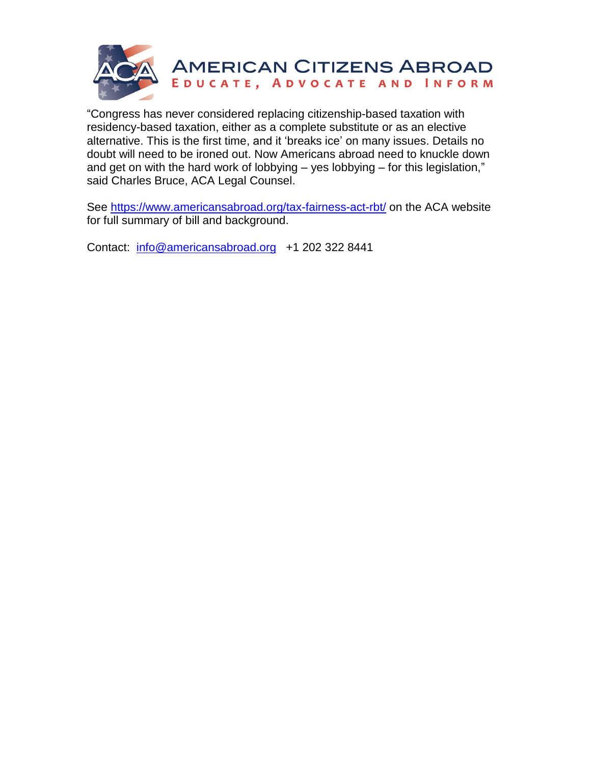**AMERICAN CITIZENS ABROAD**
EDUCATE, ADVOCATE AND INFORM

"Congress has never considered replacing citizenship-based taxation with residency-based taxation, either as a complete substitute or as an elective alternative. This is the first time, and it 'breaks ice' on many issues. Details no doubt will need to be ironed out. Now Americans abroad need to knuckle down and get on with the hard work of lobbying – yes lobbying – for this legislation," said Charles Bruce, ACA Legal Counsel.

See https://www.americansabroad.org/tax-fairness-act-rbt/ on the ACA website for full summary of bill and background.

Contact: info@americansabroad.org +1 202 322 8441